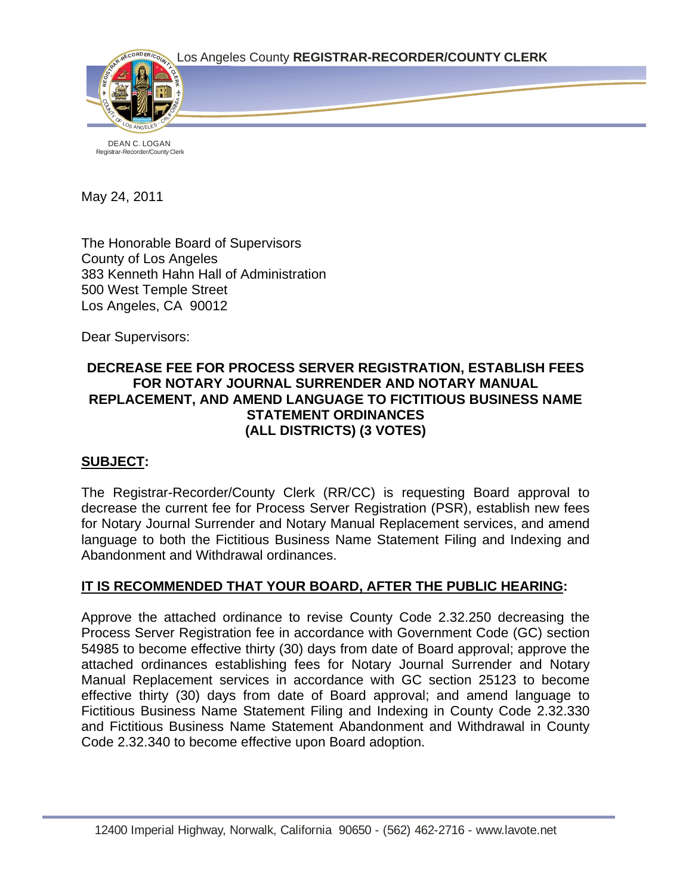Los Angeles County **REGISTRAR-RECORDER/COUNTY CLERK**

DEAN C. LOGAN
Registrar-Recorder/County Clerk

May 24, 2011

The Honorable Board of Supervisors
County of Los Angeles
383 Kenneth Hahn Hall of Administration
500 West Temple Street
Los Angeles, CA 90012

Dear Supervisors:

**DECREASE FEE FOR PROCESS SERVER REGISTRATION, ESTABLISH FEES FOR NOTARY JOURNAL SURRENDER AND NOTARY MANUAL REPLACEMENT, AND AMEND LANGUAGE TO FICTITIOUS BUSINESS NAME STATEMENT ORDINANCES**
**(ALL DISTRICTS) (3 VOTES)**

## SUBJECT:

The Registrar-Recorder/County Clerk (RR/CC) is requesting Board approval to decrease the current fee for Process Server Registration (PSR), establish new fees for Notary Journal Surrender and Notary Manual Replacement services, and amend language to both the Fictitious Business Name Statement Filing and Indexing and Abandonment and Withdrawal ordinances.

## IT IS RECOMMENDED THAT YOUR BOARD, AFTER THE PUBLIC HEARING:

Approve the attached ordinance to revise County Code 2.32.250 decreasing the Process Server Registration fee in accordance with Government Code (GC) section 54985 to become effective thirty (30) days from date of Board approval; approve the attached ordinances establishing fees for Notary Journal Surrender and Notary Manual Replacement services in accordance with GC section 25123 to become effective thirty (30) days from date of Board approval; and amend language to Fictitious Business Name Statement Filing and Indexing in County Code 2.32.330 and Fictitious Business Name Statement Abandonment and Withdrawal in County Code 2.32.340 to become effective upon Board adoption.

12400 Imperial Highway, Norwalk, California 90650 - (562) 462-2716 - www.lavote.net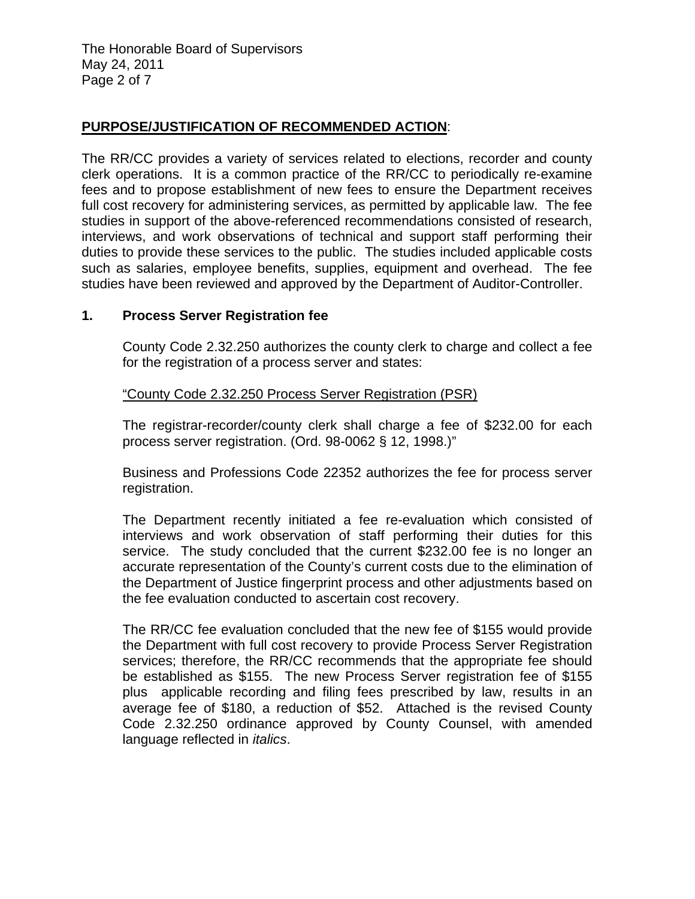**PURPOSE/JUSTIFICATION OF RECOMMENDED ACTION**:

The RR/CC provides a variety of services related to elections, recorder and county clerk operations. It is a common practice of the RR/CC to periodically re-examine fees and to propose establishment of new fees to ensure the Department receives full cost recovery for administering services, as permitted by applicable law. The fee studies in support of the above-referenced recommendations consisted of research, interviews, and work observations of technical and support staff performing their duties to provide these services to the public. The studies included applicable costs such as salaries, employee benefits, supplies, equipment and overhead. The fee studies have been reviewed and approved by the Department of Auditor-Controller.

**1. Process Server Registration fee**

County Code 2.32.250 authorizes the county clerk to charge and collect a fee for the registration of a process server and states:

"County Code 2.32.250 Process Server Registration (PSR)

The registrar-recorder/county clerk shall charge a fee of $232.00 for each process server registration. (Ord. 98-0062 § 12, 1998.)"

Business and Professions Code 22352 authorizes the fee for process server registration.

The Department recently initiated a fee re-evaluation which consisted of interviews and work observation of staff performing their duties for this service. The study concluded that the current $232.00 fee is no longer an accurate representation of the County's current costs due to the elimination of the Department of Justice fingerprint process and other adjustments based on the fee evaluation conducted to ascertain cost recovery.

The RR/CC fee evaluation concluded that the new fee of $155 would provide the Department with full cost recovery to provide Process Server Registration services; therefore, the RR/CC recommends that the appropriate fee should be established as $155. The new Process Server registration fee of $155 plus applicable recording and filing fees prescribed by law, results in an average fee of $180, a reduction of $52. Attached is the revised County Code 2.32.250 ordinance approved by County Counsel, with amended language reflected in *italics*.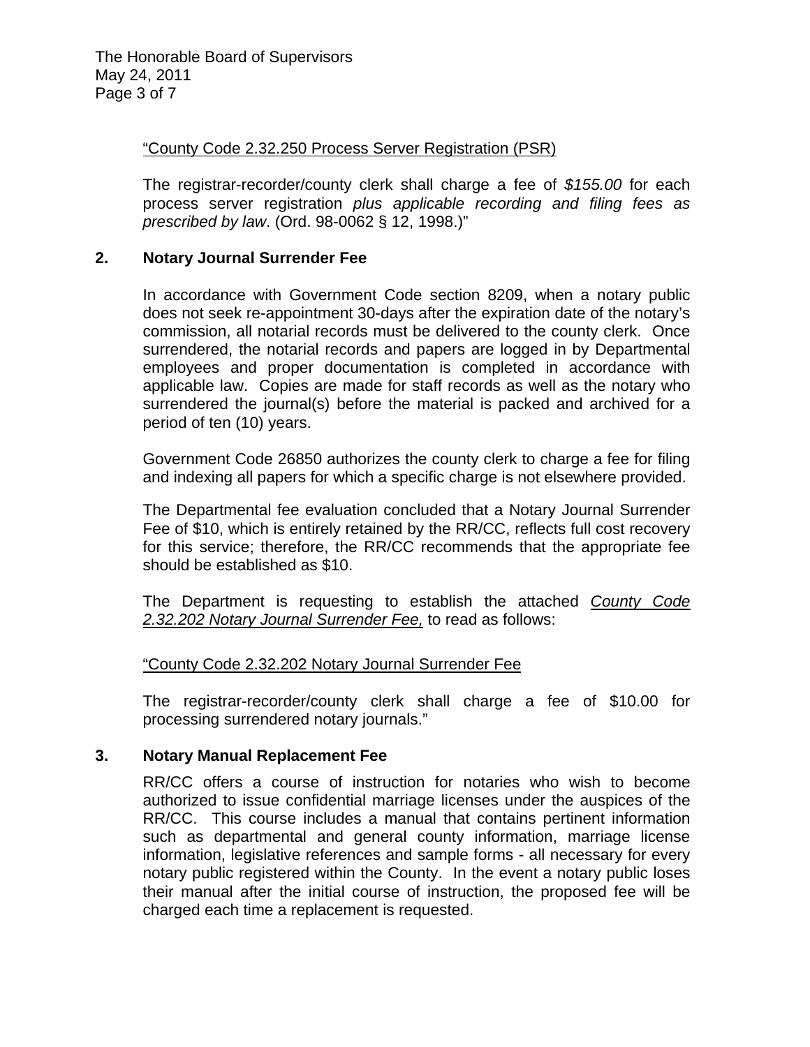<u>"County Code 2.32.250 Process Server Registration (PSR)</u>

The registrar-recorder/county clerk shall charge a fee of *$155.00* for each process server registration *plus applicable recording and filing fees as prescribed by law*. (Ord. 98-0062 § 12, 1998.)"

**2. Notary Journal Surrender Fee**

In accordance with Government Code section 8209, when a notary public does not seek re-appointment 30-days after the expiration date of the notary's commission, all notarial records must be delivered to the county clerk. Once surrendered, the notarial records and papers are logged in by Departmental employees and proper documentation is completed in accordance with applicable law. Copies are made for staff records as well as the notary who surrendered the journal(s) before the material is packed and archived for a period of ten (10) years.

Government Code 26850 authorizes the county clerk to charge a fee for filing and indexing all papers for which a specific charge is not elsewhere provided.

The Departmental fee evaluation concluded that a Notary Journal Surrender Fee of $10, which is entirely retained by the RR/CC, reflects full cost recovery for this service; therefore, the RR/CC recommends that the appropriate fee should be established as $10.

The Department is requesting to establish the attached *<u>County Code 2.32.202 Notary Journal Surrender Fee,</u>* to read as follows:

<u>"County Code 2.32.202 Notary Journal Surrender Fee</u>

The registrar-recorder/county clerk shall charge a fee of $10.00 for processing surrendered notary journals."

**3. Notary Manual Replacement Fee**

RR/CC offers a course of instruction for notaries who wish to become authorized to issue confidential marriage licenses under the auspices of the RR/CC. This course includes a manual that contains pertinent information such as departmental and general county information, marriage license information, legislative references and sample forms - all necessary for every notary public registered within the County. In the event a notary public loses their manual after the initial course of instruction, the proposed fee will be charged each time a replacement is requested.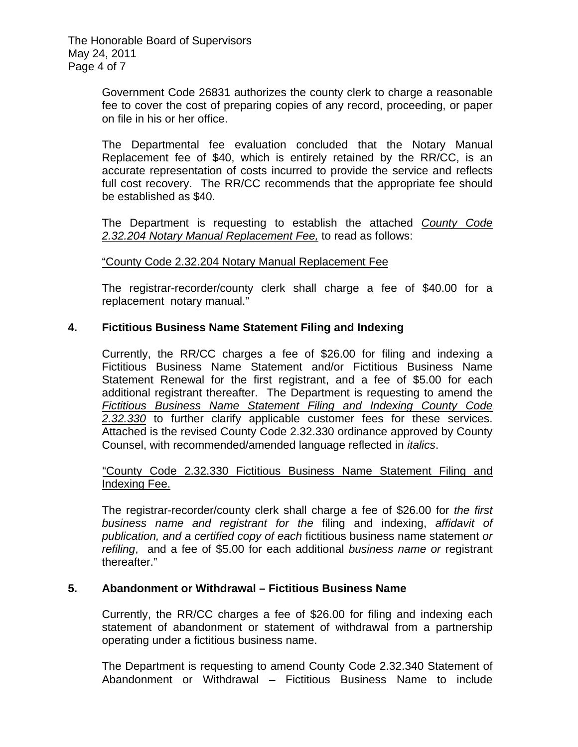Government Code 26831 authorizes the county clerk to charge a reasonable fee to cover the cost of preparing copies of any record, proceeding, or paper on file in his or her office.

The Departmental fee evaluation concluded that the Notary Manual Replacement fee of $40, which is entirely retained by the RR/CC, is an accurate representation of costs incurred to provide the service and reflects full cost recovery. The RR/CC recommends that the appropriate fee should be established as $40.

The Department is requesting to establish the attached <u>*County Code 2.32.204 Notary Manual Replacement Fee,*</u> to read as follows:

<u>"County Code 2.32.204 Notary Manual Replacement Fee</u>

The registrar-recorder/county clerk shall charge a fee of $40.00 for a replacement notary manual."

**4. Fictitious Business Name Statement Filing and Indexing**

Currently, the RR/CC charges a fee of $26.00 for filing and indexing a Fictitious Business Name Statement and/or Fictitious Business Name Statement Renewal for the first registrant, and a fee of $5.00 for each additional registrant thereafter. The Department is requesting to amend the <u>*Fictitious Business Name Statement Filing and Indexing County Code 2.32.330*</u> to further clarify applicable customer fees for these services. Attached is the revised County Code 2.32.330 ordinance approved by County Counsel, with recommended/amended language reflected in *italics*.

<u>"County Code 2.32.330 Fictitious Business Name Statement Filing and Indexing Fee.</u>

The registrar-recorder/county clerk shall charge a fee of $26.00 for *the first business name and registrant for the* filing and indexing, *affidavit of publication, and a certified copy of each* fictitious business name statement *or refiling*, and a fee of $5.00 for each additional *business name or* registrant thereafter."

**5. Abandonment or Withdrawal – Fictitious Business Name**

Currently, the RR/CC charges a fee of $26.00 for filing and indexing each statement of abandonment or statement of withdrawal from a partnership operating under a fictitious business name.

The Department is requesting to amend County Code 2.32.340 Statement of Abandonment or Withdrawal – Fictitious Business Name to include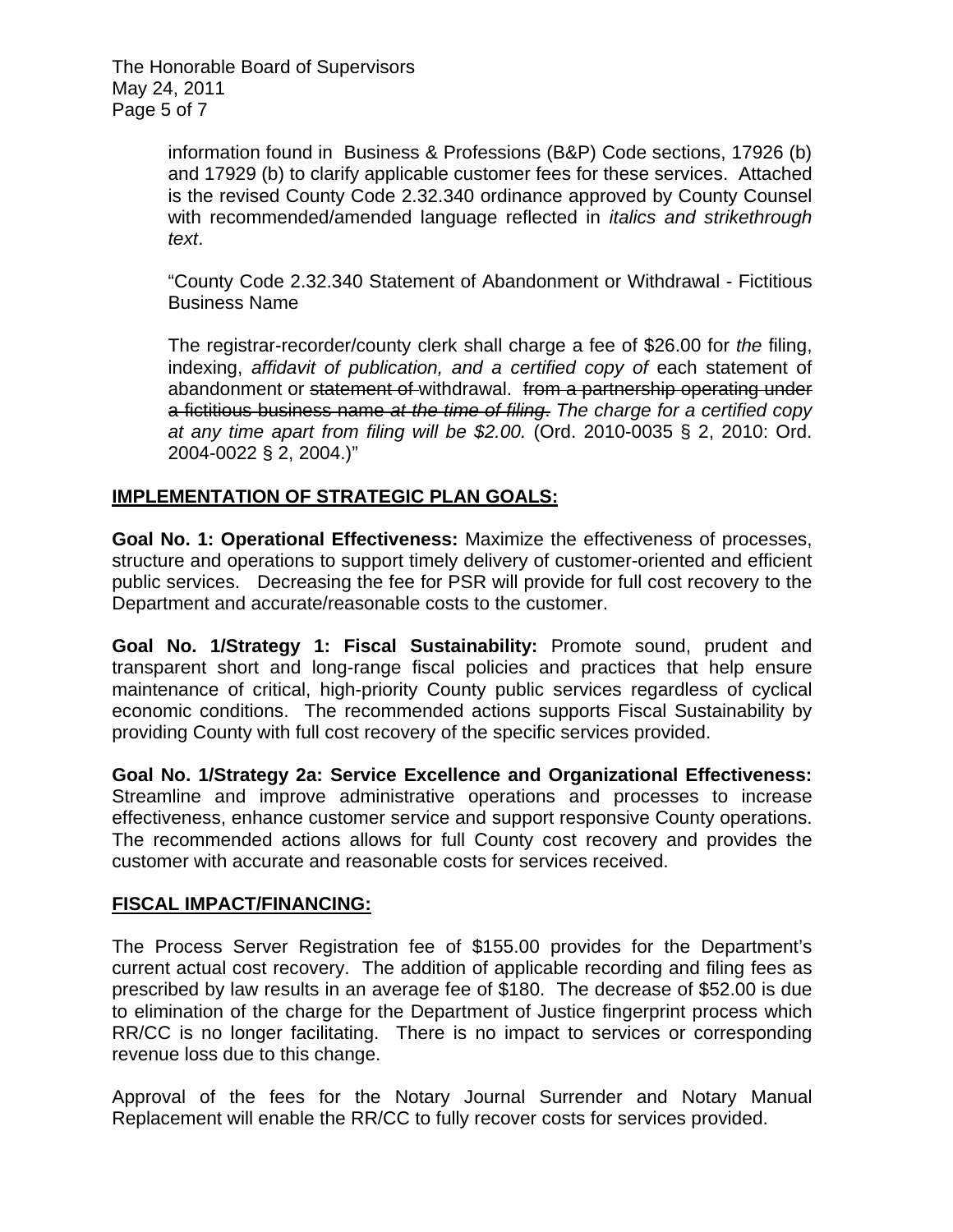information found in Business & Professions (B&P) Code sections, 17926 (b) and 17929 (b) to clarify applicable customer fees for these services. Attached is the revised County Code 2.32.340 ordinance approved by County Counsel with recommended/amended language reflected in *italics and strikethrough text*.

"County Code 2.32.340 Statement of Abandonment or Withdrawal - Fictitious Business Name

The registrar-recorder/county clerk shall charge a fee of $26.00 for *the* filing, indexing, *affidavit of publication, and a certified copy of* each statement of abandonment or ~~statement of~~ withdrawal. ~~from a partnership operating under a fictitious business name~~ ~~*at the time of filing.*~~ *The charge for a certified copy at any time apart from filing will be $2.00.* (Ord. 2010-0035 § 2, 2010: Ord. 2004-0022 § 2, 2004.)"

## IMPLEMENTATION OF STRATEGIC PLAN GOALS:

**Goal No. 1: Operational Effectiveness:** Maximize the effectiveness of processes, structure and operations to support timely delivery of customer-oriented and efficient public services. Decreasing the fee for PSR will provide for full cost recovery to the Department and accurate/reasonable costs to the customer.

**Goal No. 1/Strategy 1: Fiscal Sustainability:** Promote sound, prudent and transparent short and long-range fiscal policies and practices that help ensure maintenance of critical, high-priority County public services regardless of cyclical economic conditions. The recommended actions supports Fiscal Sustainability by providing County with full cost recovery of the specific services provided.

**Goal No. 1/Strategy 2a: Service Excellence and Organizational Effectiveness:** Streamline and improve administrative operations and processes to increase effectiveness, enhance customer service and support responsive County operations. The recommended actions allows for full County cost recovery and provides the customer with accurate and reasonable costs for services received.

## FISCAL IMPACT/FINANCING:

The Process Server Registration fee of $155.00 provides for the Department's current actual cost recovery. The addition of applicable recording and filing fees as prescribed by law results in an average fee of $180. The decrease of $52.00 is due to elimination of the charge for the Department of Justice fingerprint process which RR/CC is no longer facilitating. There is no impact to services or corresponding revenue loss due to this change.

Approval of the fees for the Notary Journal Surrender and Notary Manual Replacement will enable the RR/CC to fully recover costs for services provided.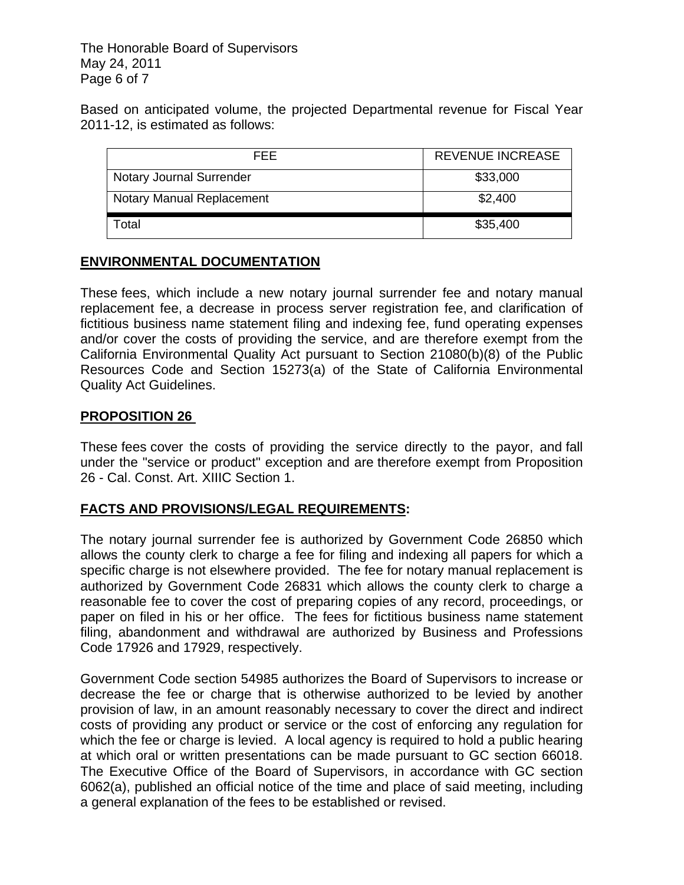Based on anticipated volume, the projected Departmental revenue for Fiscal Year 2011-12, is estimated as follows:

| FEE | REVENUE INCREASE |
|---|---|
| Notary Journal Surrender | $33,000 |
| Notary Manual Replacement | $2,400 |
| Total | $35,400 |

## ENVIRONMENTAL DOCUMENTATION

These fees, which include a new notary journal surrender fee and notary manual replacement fee, a decrease in process server registration fee, and clarification of fictitious business name statement filing and indexing fee, fund operating expenses and/or cover the costs of providing the service, and are therefore exempt from the California Environmental Quality Act pursuant to Section 21080(b)(8) of the Public Resources Code and Section 15273(a) of the State of California Environmental Quality Act Guidelines.

## PROPOSITION 26

These fees cover the costs of providing the service directly to the payor, and fall under the "service or product" exception and are therefore exempt from Proposition 26 - Cal. Const. Art. XIIIC Section 1.

## FACTS AND PROVISIONS/LEGAL REQUIREMENTS:

The notary journal surrender fee is authorized by Government Code 26850 which allows the county clerk to charge a fee for filing and indexing all papers for which a specific charge is not elsewhere provided. The fee for notary manual replacement is authorized by Government Code 26831 which allows the county clerk to charge a reasonable fee to cover the cost of preparing copies of any record, proceedings, or paper on filed in his or her office. The fees for fictitious business name statement filing, abandonment and withdrawal are authorized by Business and Professions Code 17926 and 17929, respectively.

Government Code section 54985 authorizes the Board of Supervisors to increase or decrease the fee or charge that is otherwise authorized to be levied by another provision of law, in an amount reasonably necessary to cover the direct and indirect costs of providing any product or service or the cost of enforcing any regulation for which the fee or charge is levied. A local agency is required to hold a public hearing at which oral or written presentations can be made pursuant to GC section 66018. The Executive Office of the Board of Supervisors, in accordance with GC section 6062(a), published an official notice of the time and place of said meeting, including a general explanation of the fees to be established or revised.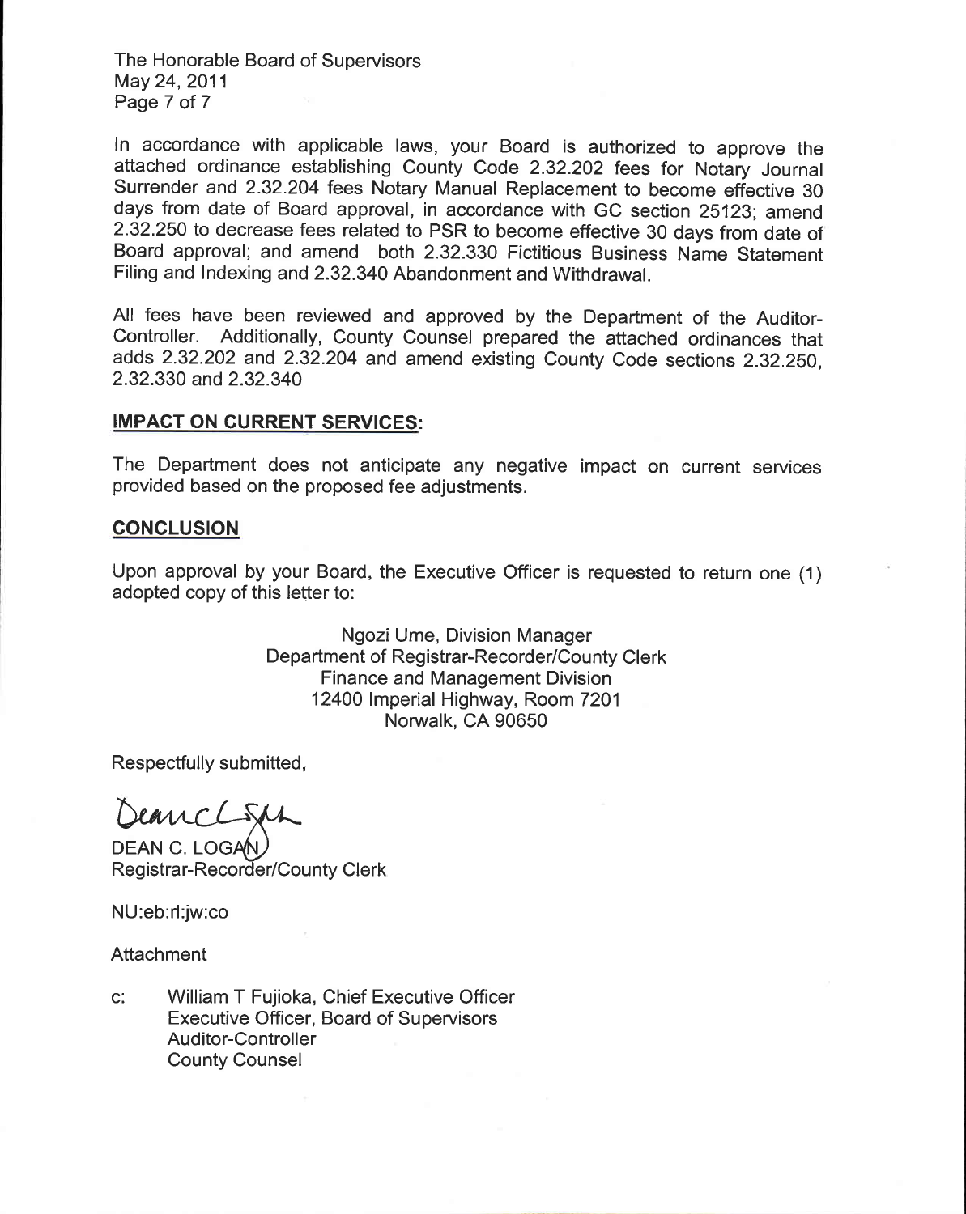The Honorable Board of Supervisors
May 24, 2011

In accordance with applicable laws, your Board is authorized to approve the attached ordinance establishing County Code 2.32.202 fees for Notary Journal Surrender and 2.32.204 fees Notary Manual Replacement to become effective 30 days from date of Board approval, in accordance with GC section 25123; amend 2.32.250 to decrease fees related to PSR to become effective 30 days from date of Board approval; and amend both 2.32.330 Fictitious Business Name Statement Filing and Indexing and 2.32.340 Abandonment and Withdrawal.

All fees have been reviewed and approved by the Department of the Auditor-Controller. Additionally, County Counsel prepared the attached ordinances that adds 2.32.202 and 2.32.204 and amend existing County Code sections 2.32.250, 2.32.330 and 2.32.340

**IMPACT ON CURRENT SERVICES:**

The Department does not anticipate any negative impact on current services provided based on the proposed fee adjustments.

**CONCLUSION**

Upon approval by your Board, the Executive Officer is requested to return one (1) adopted copy of this letter to:

Ngozi Ume, Division Manager
Department of Registrar-Recorder/County Clerk
Finance and Management Division
12400 Imperial Highway, Room 7201
Norwalk, CA 90650

Respectfully submitted,

DEAN C. LOGAN
Registrar-Recorder/County Clerk

NU:eb:rl:jw:co

Attachment

c: William T Fujioka, Chief Executive Officer
Executive Officer, Board of Supervisors
Auditor-Controller
County Counsel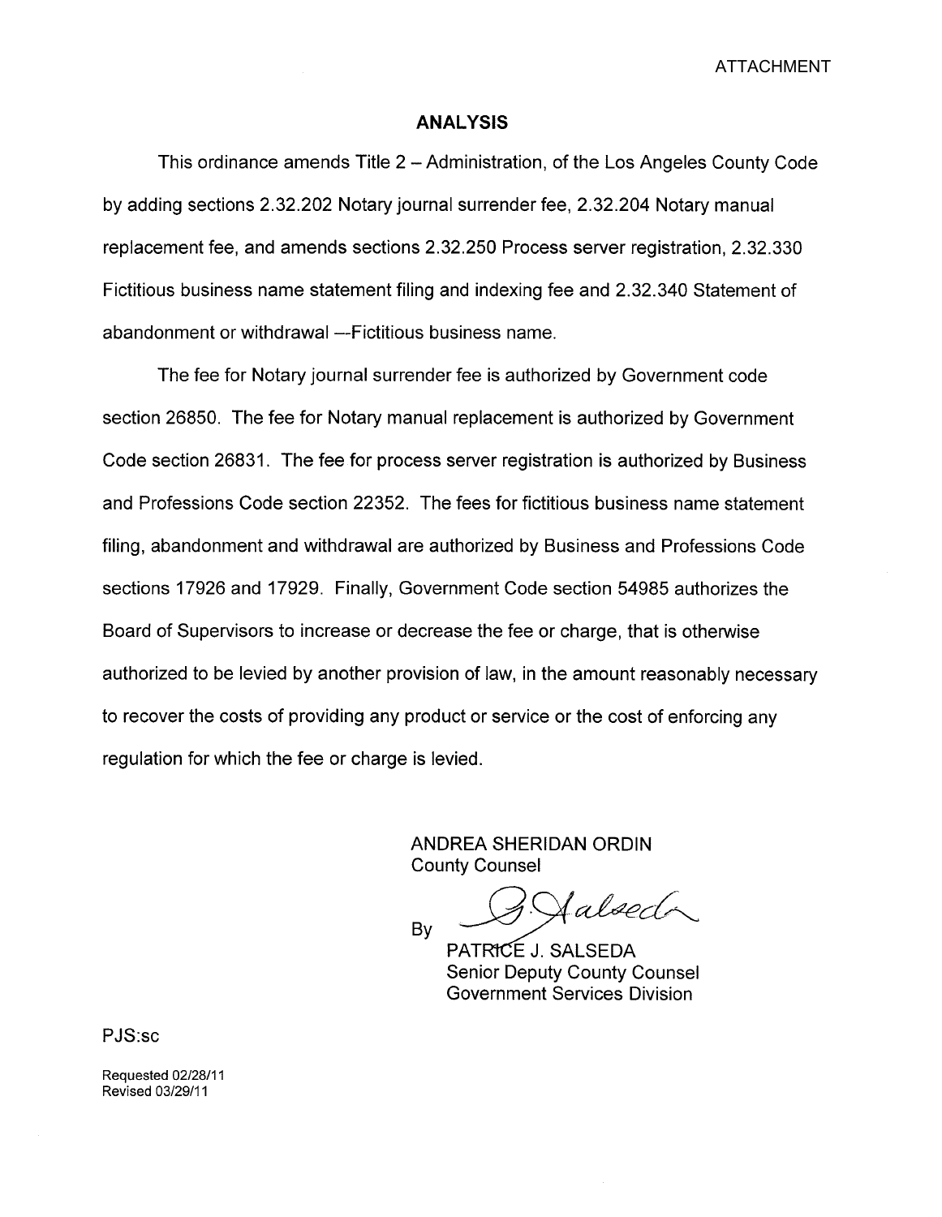ATTACHMENT

## ANALYSIS

This ordinance amends Title 2 – Administration, of the Los Angeles County Code by adding sections 2.32.202 Notary journal surrender fee, 2.32.204 Notary manual replacement fee, and amends sections 2.32.250 Process server registration, 2.32.330 Fictitious business name statement filing and indexing fee and 2.32.340 Statement of abandonment or withdrawal —Fictitious business name.

The fee for Notary journal surrender fee is authorized by Government code section 26850. The fee for Notary manual replacement is authorized by Government Code section 26831. The fee for process server registration is authorized by Business and Professions Code section 22352. The fees for fictitious business name statement filing, abandonment and withdrawal are authorized by Business and Professions Code sections 17926 and 17929. Finally, Government Code section 54985 authorizes the Board of Supervisors to increase or decrease the fee or charge, that is otherwise authorized to be levied by another provision of law, in the amount reasonably necessary to recover the costs of providing any product or service or the cost of enforcing any regulation for which the fee or charge is levied.

ANDREA SHERIDAN ORDIN
County Counsel

By

PATRICE J. SALSEDA
Senior Deputy County Counsel
Government Services Division

PJS:sc

Requested 02/28/11
Revised 03/29/11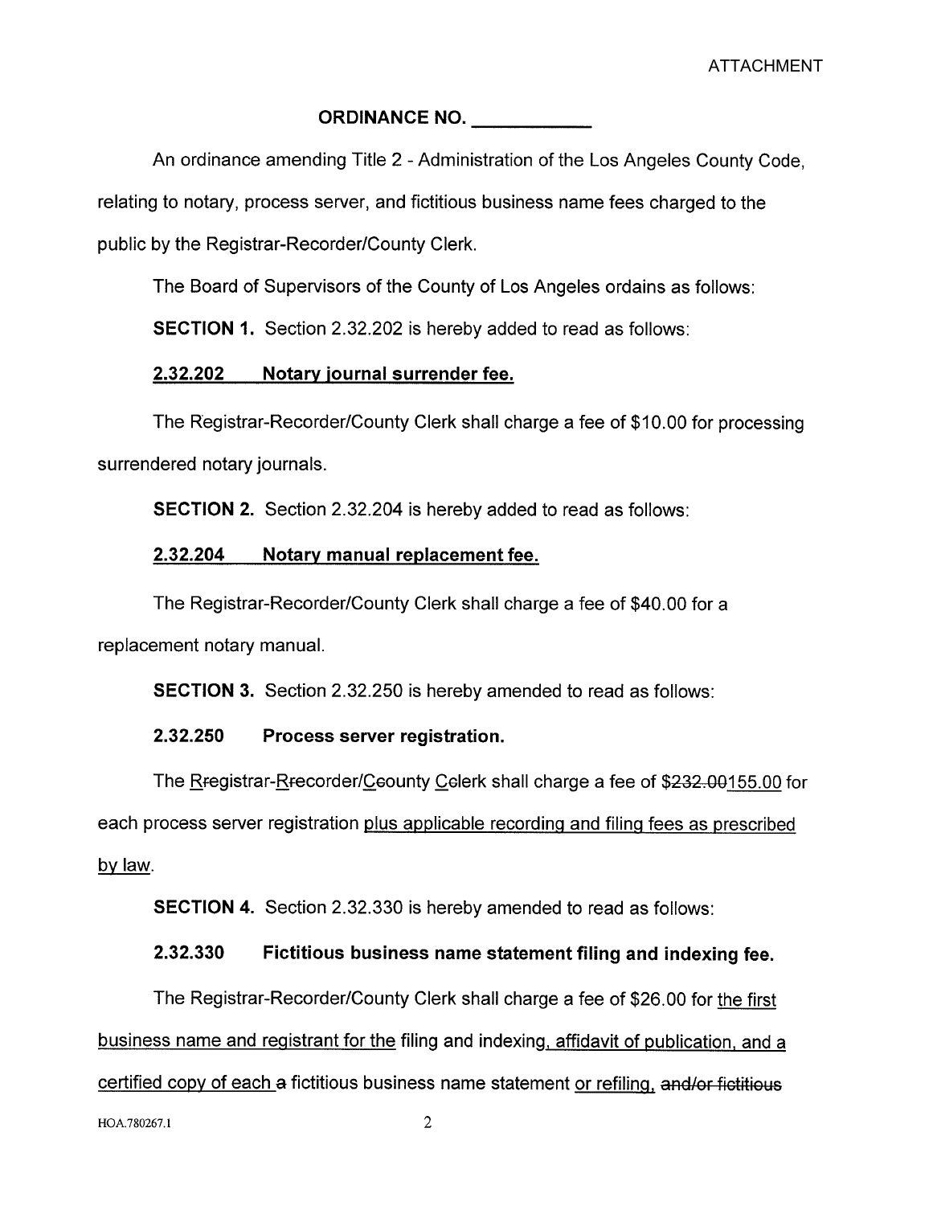ATTACHMENT

**ORDINANCE NO. ____________**

An ordinance amending Title 2 - Administration of the Los Angeles County Code, relating to notary, process server, and fictitious business name fees charged to the public by the Registrar-Recorder/County Clerk.

The Board of Supervisors of the County of Los Angeles ordains as follows:

**SECTION 1.** Section 2.32.202 is hereby added to read as follows:

**2.32.202 Notary journal surrender fee.**

The Registrar-Recorder/County Clerk shall charge a fee of $10.00 for processing surrendered notary journals.

**SECTION 2.** Section 2.32.204 is hereby added to read as follows:

**2.32.204 Notary manual replacement fee.**

The Registrar-Recorder/County Clerk shall charge a fee of $40.00 for a replacement notary manual.

**SECTION 3.** Section 2.32.250 is hereby amended to read as follows:

**2.32.250 Process server registration.**

The ~~r~~Registrar-~~r~~Recorder/~~c~~County ~~c~~Clerk shall charge a fee of ~~$232.00~~155.00 for each process server registration plus applicable recording and filing fees as prescribed by law.

**SECTION 4.** Section 2.32.330 is hereby amended to read as follows:

**2.32.330 Fictitious business name statement filing and indexing fee.**

The Registrar-Recorder/County Clerk shall charge a fee of $26.00 for the first business name and registrant for the filing and indexing, affidavit of publication, and a certified copy of each ~~a~~ fictitious business name statement or refiling, ~~and/or fictitious~~

HOA.780267.1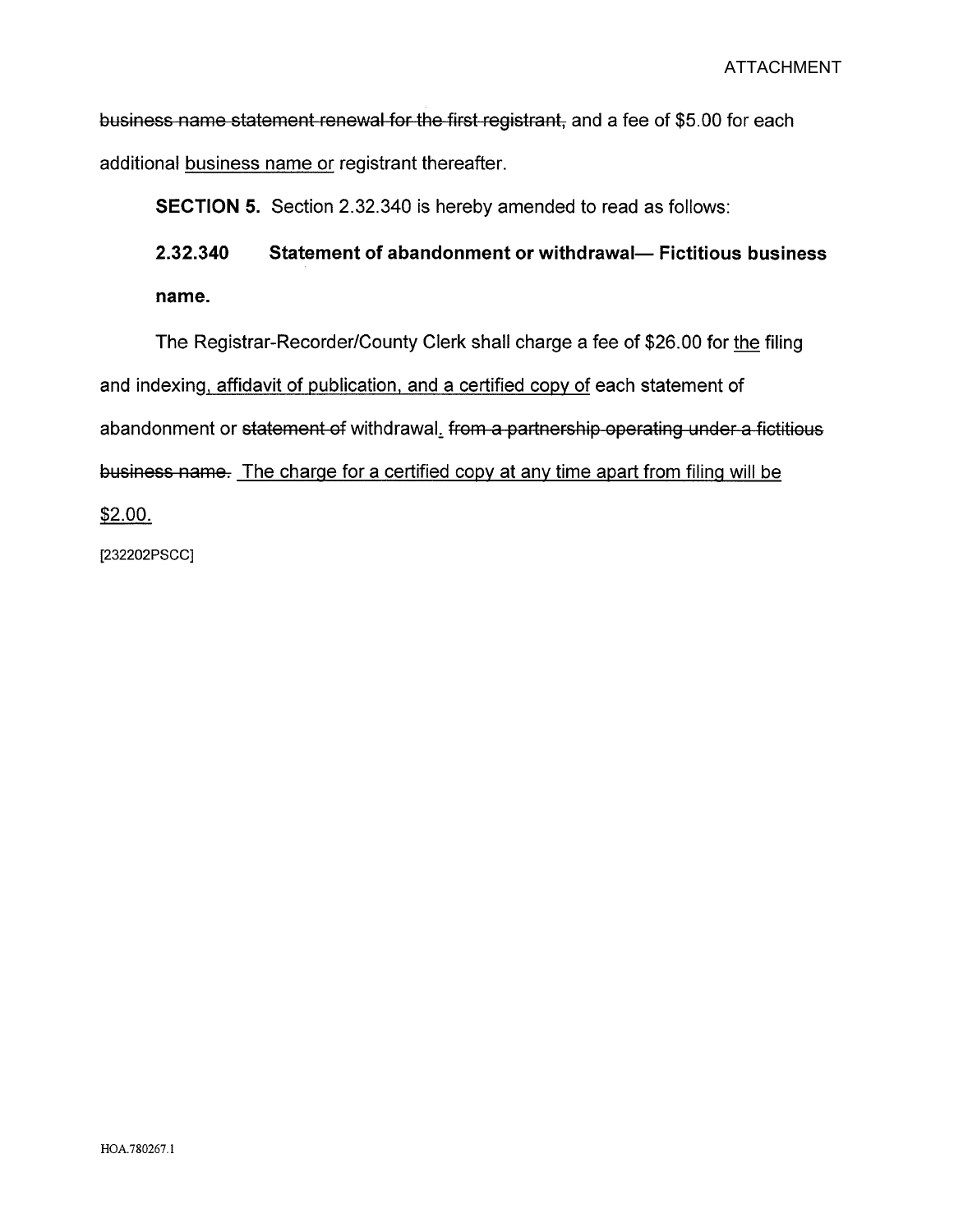~~business name statement renewal for the first registrant,~~ and a fee of $5.00 for each additional <u>business name or</u> registrant thereafter.

**SECTION 5.** Section 2.32.340 is hereby amended to read as follows:

**2.32.340 Statement of abandonment or withdrawal— Fictitious business name.**

The Registrar-Recorder/County Clerk shall charge a fee of $26.00 for <u>the</u> filing and indexing<u>, affidavit of publication, and a certified copy of</u> each statement of abandonment or ~~statement of~~ withdrawal<u>.</u> ~~from a partnership operating under a fictitious business name.~~ <u>The charge for a certified copy at any time apart from filing will be $2.00.</u>

[232202PSCC]